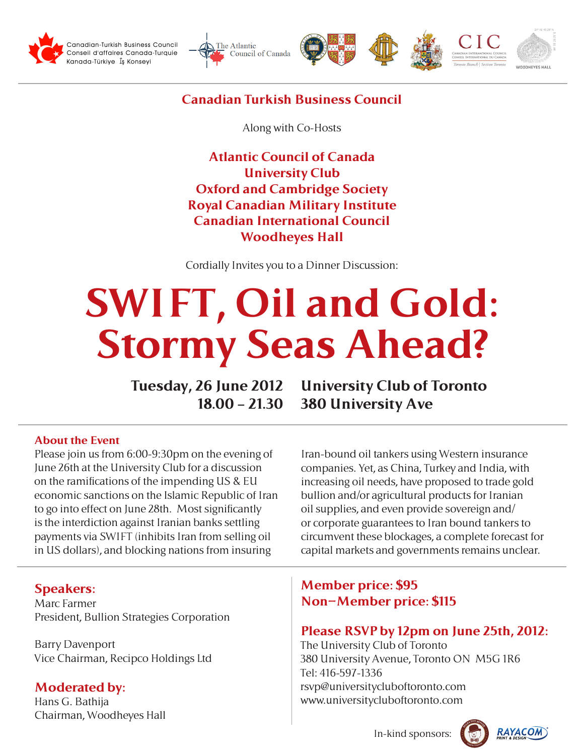Canadian-Turkish Business Council
Conseil d'affaires Canada-Turquie
Kanada-Türkiye İş Konseyi

The Atlantic Council of Canada

CIC
Canadian International Council
Conseil International du Canada
Toronto Branch | Section Toronto

WOODHEYES HALL

## Canadian Turkish Business Council

Along with Co-Hosts

**Atlantic Council of Canada**
**University Club**
**Oxford and Cambridge Society**
**Royal Canadian Military Institute**
**Canadian International Council**
**Woodheyes Hall**

Cordially Invites you to a Dinner Discussion:

# SWIFT, Oil and Gold: Stormy Seas Ahead?

**Tuesday, 26 June 2012**
**18.00 – 21.30**

**University Club of Toronto**
**380 University Ave**

### About the Event

Please join us from 6:00-9:30pm on the evening of June 26th at the University Club for a discussion on the ramifications of the impending US & EU economic sanctions on the Islamic Republic of Iran to go into effect on June 28th. Most significantly is the interdiction against Iranian banks settling payments via SWIFT (inhibits Iran from selling oil in US dollars), and blocking nations from insuring Iran-bound oil tankers using Western insurance companies. Yet, as China, Turkey and India, with increasing oil needs, have proposed to trade gold bullion and/or agricultural products for Iranian oil supplies, and even provide sovereign and/or corporate guarantees to Iran bound tankers to circumvent these blockages, a complete forecast for capital markets and governments remains unclear.

### Speakers:

Marc Farmer
President, Bullion Strategies Corporation

Barry Davenport
Vice Chairman, Recipco Holdings Ltd

### Moderated by:

Hans G. Bathija
Chairman, Woodheyes Hall

**Member price: $95**
**Non–Member price: $115**

### Please RSVP by 12pm on June 25th, 2012:

The University Club of Toronto
380 University Avenue, Toronto ON M5G 1R6
Tel: 416-597-1336
rsvp@universityclubtoronto.com
www.universityclubtoronto.com

In-kind sponsors: RAYACOM PRINT & DESIGN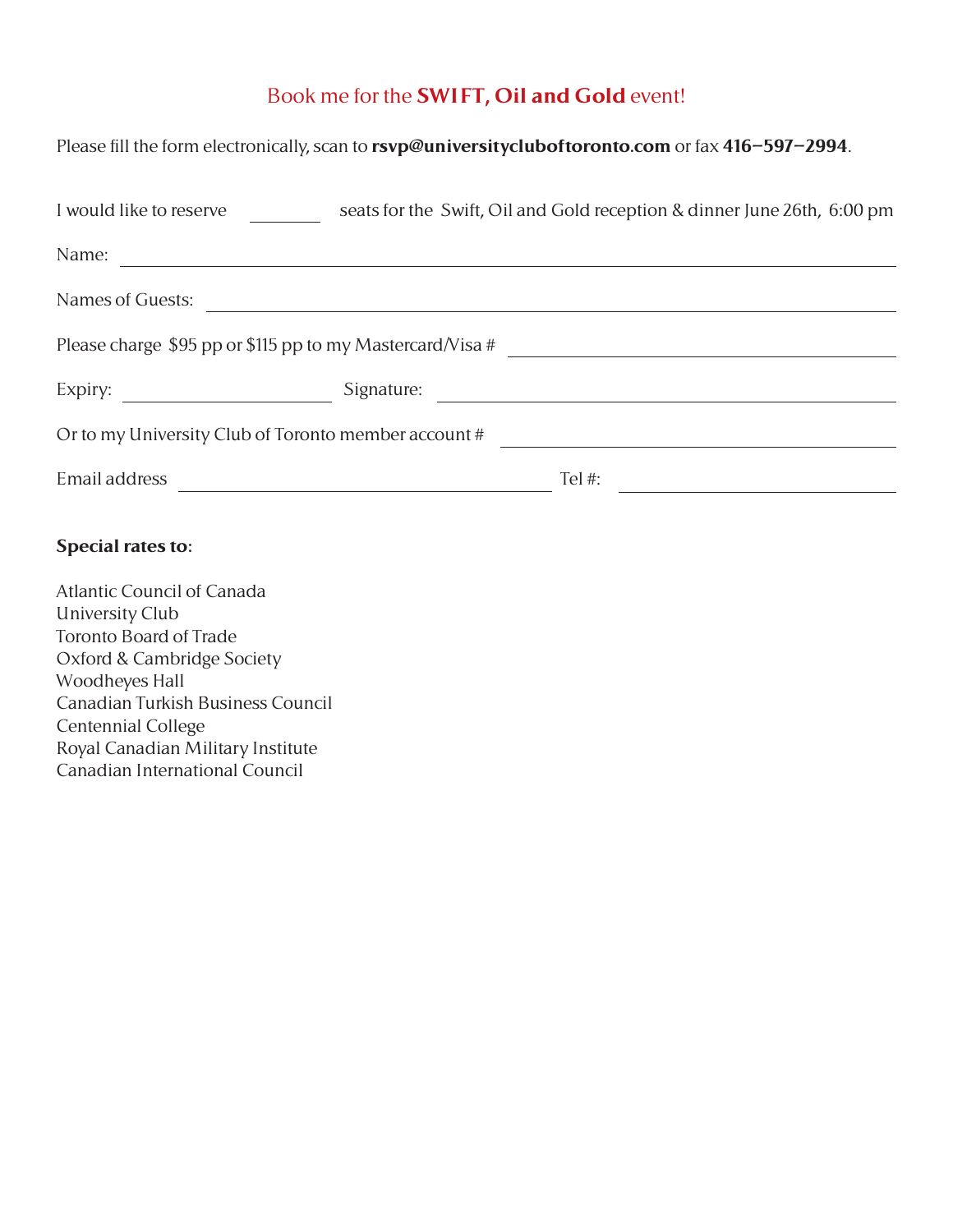# Book me for the **SWIFT, Oil and Gold** event!

Please fill the form electronically, scan to **rsvp@universitycluboftoronto.com** or fax **416–597–2994**.

I would like to reserve ________ seats for the Swift, Oil and Gold reception & dinner June 26th, 6:00 pm

Name: ______________________________________________

Names of Guests: ______________________________________________

Please charge $95 pp or $115 pp to my Mastercard/Visa # ______________________________

Expiry: ________________ Signature: ______________________________

Or to my University Club of Toronto member account # ______________________________

Email address ______________________________ Tel #: ________________

**Special rates to**:

Atlantic Council of Canada
University Club
Toronto Board of Trade
Oxford & Cambridge Society
Woodheyes Hall
Canadian Turkish Business Council
Centennial College
Royal Canadian Military Institute
Canadian International Council